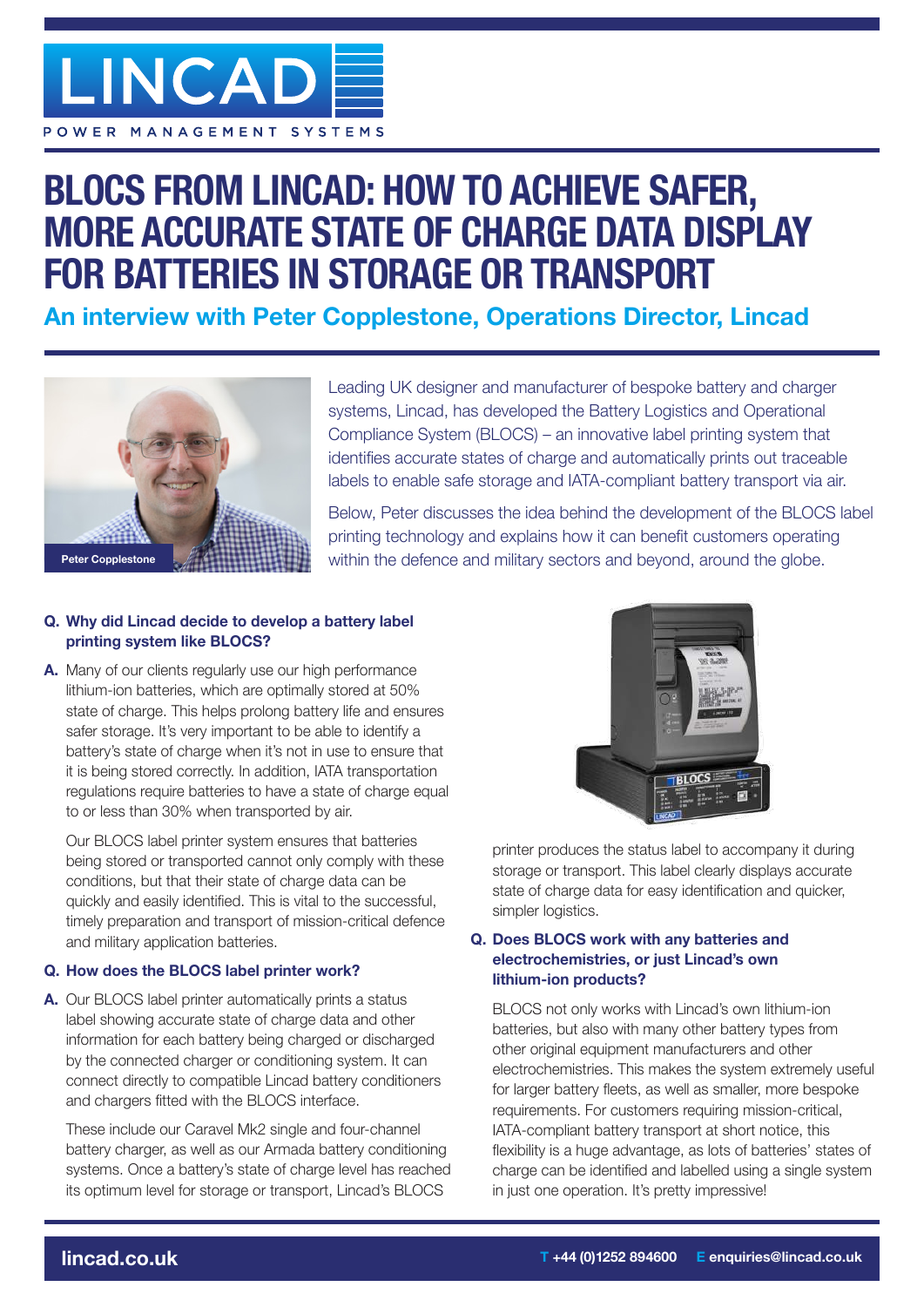# LINCAD

POWER MANAGEMENT SYSTEMS

# BLOCS FROM LINCAD: HOW TO ACHIEVE SAFER, MORE ACCURATE STATE OF CHARGE DATA DISPLAY FOR BATTERIES IN STORAGE OR TRANSPORT

## An interview with Peter Copplestone, Operations Director, Lincad

Peter Copplestone

Leading UK designer and manufacturer of bespoke battery and charger systems, Lincad, has developed the Battery Logistics and Operational Compliance System (BLOCS) – an innovative label printing system that identifies accurate states of charge and automatically prints out traceable labels to enable safe storage and IATA-compliant battery transport via air.

Below, Peter discusses the idea behind the development of the BLOCS label printing technology and explains how it can benefit customers operating within the defence and military sectors and beyond, around the globe.

**Q. Why did Lincad decide to develop a battery label printing system like BLOCS?**

**A.** Many of our clients regularly use our high performance lithium-ion batteries, which are optimally stored at 50% state of charge. This helps prolong battery life and ensures safer storage. It's very important to be able to identify a battery's state of charge when it's not in use to ensure that it is being stored correctly. In addition, IATA transportation regulations require batteries to have a state of charge equal to or less than 30% when transported by air.

Our BLOCS label printer system ensures that batteries being stored or transported cannot only comply with these conditions, but that their state of charge data can be quickly and easily identified. This is vital to the successful, timely preparation and transport of mission-critical defence and military application batteries.

**Q. How does the BLOCS label printer work?**

**A.** Our BLOCS label printer automatically prints a status label showing accurate state of charge data and other information for each battery being charged or discharged by the connected charger or conditioning system. It can connect directly to compatible Lincad battery conditioners and chargers fitted with the BLOCS interface.

These include our Caravel Mk2 single and four-channel battery charger, as well as our Armada battery conditioning systems. Once a battery's state of charge level has reached its optimum level for storage or transport, Lincad's BLOCS printer produces the status label to accompany it during storage or transport. This label clearly displays accurate state of charge data for easy identification and quicker, simpler logistics.

**Q. Does BLOCS work with any batteries and electrochemistries, or just Lincad's own lithium-ion products?**

BLOCS not only works with Lincad's own lithium-ion batteries, but also with many other battery types from other original equipment manufacturers and other electrochemistries. This makes the system extremely useful for larger battery fleets, as well as smaller, more bespoke requirements. For customers requiring mission-critical, IATA-compliant battery transport at short notice, this flexibility is a huge advantage, as lots of batteries' states of charge can be identified and labelled using a single system in just one operation. It's pretty impressive!

lincad.co.uk T +44 (0)1252 894600 E enquiries@lincad.co.uk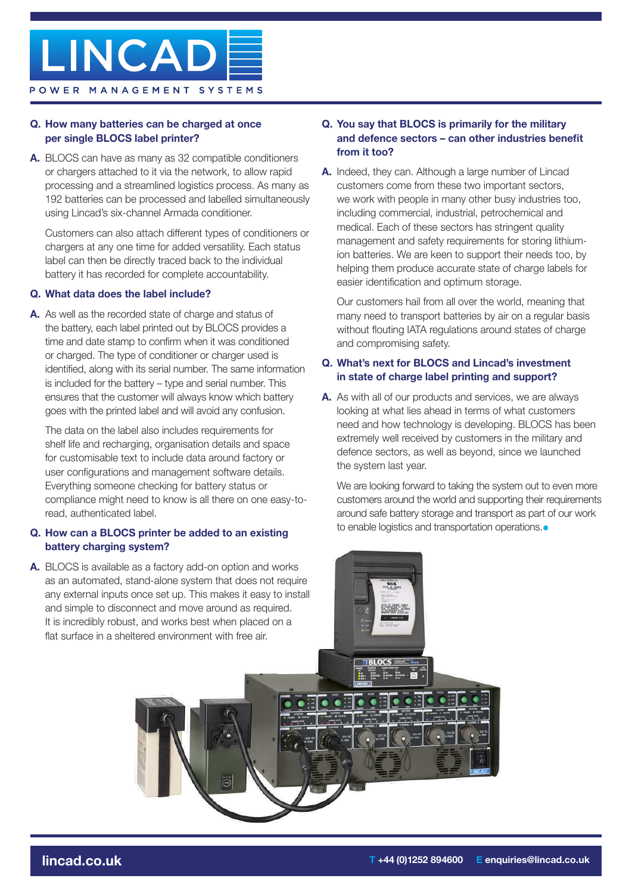# LINCAD

POWER MANAGEMENT SYSTEMS

**Q. How many batteries can be charged at once per single BLOCS label printer?**

**A.** BLOCS can have as many as 32 compatible conditioners or chargers attached to it via the network, to allow rapid processing and a streamlined logistics process. As many as 192 batteries can be processed and labelled simultaneously using Lincad's six-channel Armada conditioner.

Customers can also attach different types of conditioners or chargers at any one time for added versatility. Each status label can then be directly traced back to the individual battery it has recorded for complete accountability.

**Q. What data does the label include?**

**A.** As well as the recorded state of charge and status of the battery, each label printed out by BLOCS provides a time and date stamp to confirm when it was conditioned or charged. The type of conditioner or charger used is identified, along with its serial number. The same information is included for the battery – type and serial number. This ensures that the customer will always know which battery goes with the printed label and will avoid any confusion.

The data on the label also includes requirements for shelf life and recharging, organisation details and space for customisable text to include data around factory or user configurations and management software details. Everything someone checking for battery status or compliance might need to know is all there on one easy-to-read, authenticated label.

**Q. How can a BLOCS printer be added to an existing battery charging system?**

**A.** BLOCS is available as a factory add-on option and works as an automated, stand-alone system that does not require any external inputs once set up. This makes it easy to install and simple to disconnect and move around as required. It is incredibly robust, and works best when placed on a flat surface in a sheltered environment with free air.

**Q. You say that BLOCS is primarily for the military and defence sectors – can other industries benefit from it too?**

**A.** Indeed, they can. Although a large number of Lincad customers come from these two important sectors, we work with people in many other busy industries too, including commercial, industrial, petrochemical and medical. Each of these sectors has stringent quality management and safety requirements for storing lithium-ion batteries. We are keen to support their needs too, by helping them produce accurate state of charge labels for easier identification and optimum storage.

Our customers hail from all over the world, meaning that many need to transport batteries by air on a regular basis without flouting IATA regulations around states of charge and compromising safety.

**Q. What's next for BLOCS and Lincad's investment in state of charge label printing and support?**

**A.** As with all of our products and services, we are always looking at what lies ahead in terms of what customers need and how technology is developing. BLOCS has been extremely well received by customers in the military and defence sectors, as well as beyond, since we launched the system last year.

We are looking forward to taking the system out to even more customers around the world and supporting their requirements around safe battery storage and transport as part of our work to enable logistics and transportation operations.

**lincad.co.uk** **T** +44 (0)1252 894600 **E** enquiries@lincad.co.uk